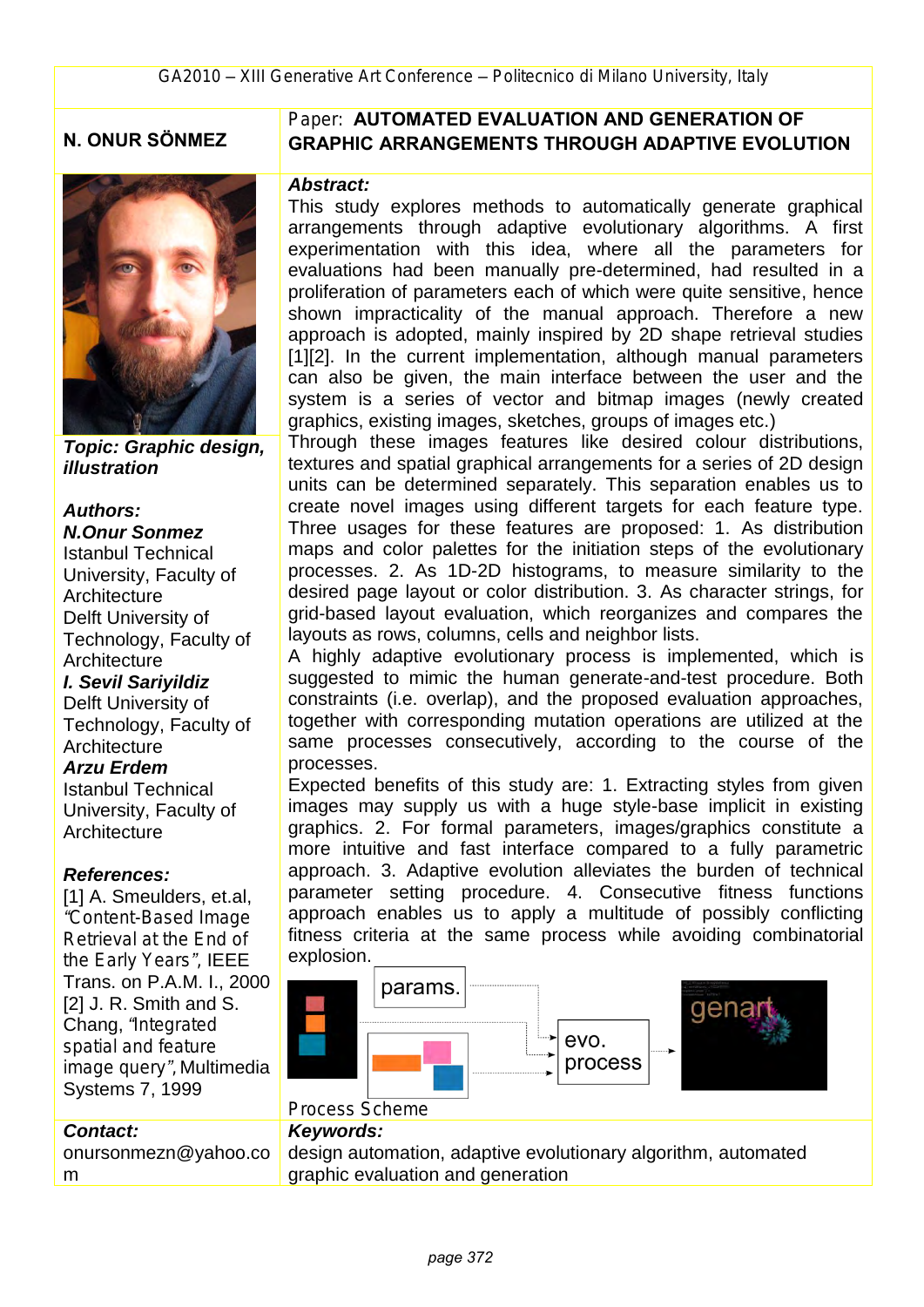**N. ONUR SÖNMEZ**

Paper: **AUTOMATED EVALUATION AND GENERATION OF GRAPHIC ARRANGEMENTS THROUGH ADAPTIVE EVOLUTION**

***Topic: Graphic design, illustration***

***Authors:***

***N.Onur Sonmez***
Istanbul Technical University, Faculty of Architecture
Delft University of Technology, Faculty of Architecture

***I. Sevil Sariyildiz***
Delft University of Technology, Faculty of Architecture

***Arzu Erdem***
Istanbul Technical University, Faculty of Architecture

***References:***

[1] A. Smeulders, et.al, "Content-Based Image Retrieval at the End of the Early Years", IEEE Trans. on P.A.M. I., 2000

[2] J. R. Smith and S. Chang, "Integrated spatial and feature image query", Multimedia Systems 7, 1999

***Abstract:***

This study explores methods to automatically generate graphical arrangements through adaptive evolutionary algorithms. A first experimentation with this idea, where all the parameters for evaluations had been manually pre-determined, had resulted in a proliferation of parameters each of which were quite sensitive, hence shown impracticality of the manual approach. Therefore a new approach is adopted, mainly inspired by 2D shape retrieval studies [1][2]. In the current implementation, although manual parameters can also be given, the main interface between the user and the system is a series of vector and bitmap images (newly created graphics, existing images, sketches, groups of images etc.)

Through these images features like desired colour distributions, textures and spatial graphical arrangements for a series of 2D design units can be determined separately. This separation enables us to create novel images using different targets for each feature type. Three usages for these features are proposed: 1. As distribution maps and color palettes for the initiation steps of the evolutionary processes. 2. As 1D-2D histograms, to measure similarity to the desired page layout or color distribution. 3. As character strings, for grid-based layout evaluation, which reorganizes and compares the layouts as rows, columns, cells and neighbor lists.

A highly adaptive evolutionary process is implemented, which is suggested to mimic the human generate-and-test procedure. Both constraints (i.e. overlap), and the proposed evaluation approaches, together with corresponding mutation operations are utilized at the same processes consecutively, according to the course of the processes.

Expected benefits of this study are: 1. Extracting styles from given images may supply us with a huge style-base implicit in existing graphics. 2. For formal parameters, images/graphics constitute a more intuitive and fast interface compared to a fully parametric approach. 3. Adaptive evolution alleviates the burden of technical parameter setting procedure. 4. Consecutive fitness functions approach enables us to apply a multitude of possibly conflicting fitness criteria at the same process while avoiding combinatorial explosion.

params. → evo. process → genart

Process Scheme

***Contact:***
onursonmezn@yahoo.com

***Keywords:***
design automation, adaptive evolutionary algorithm, automated graphic evaluation and generation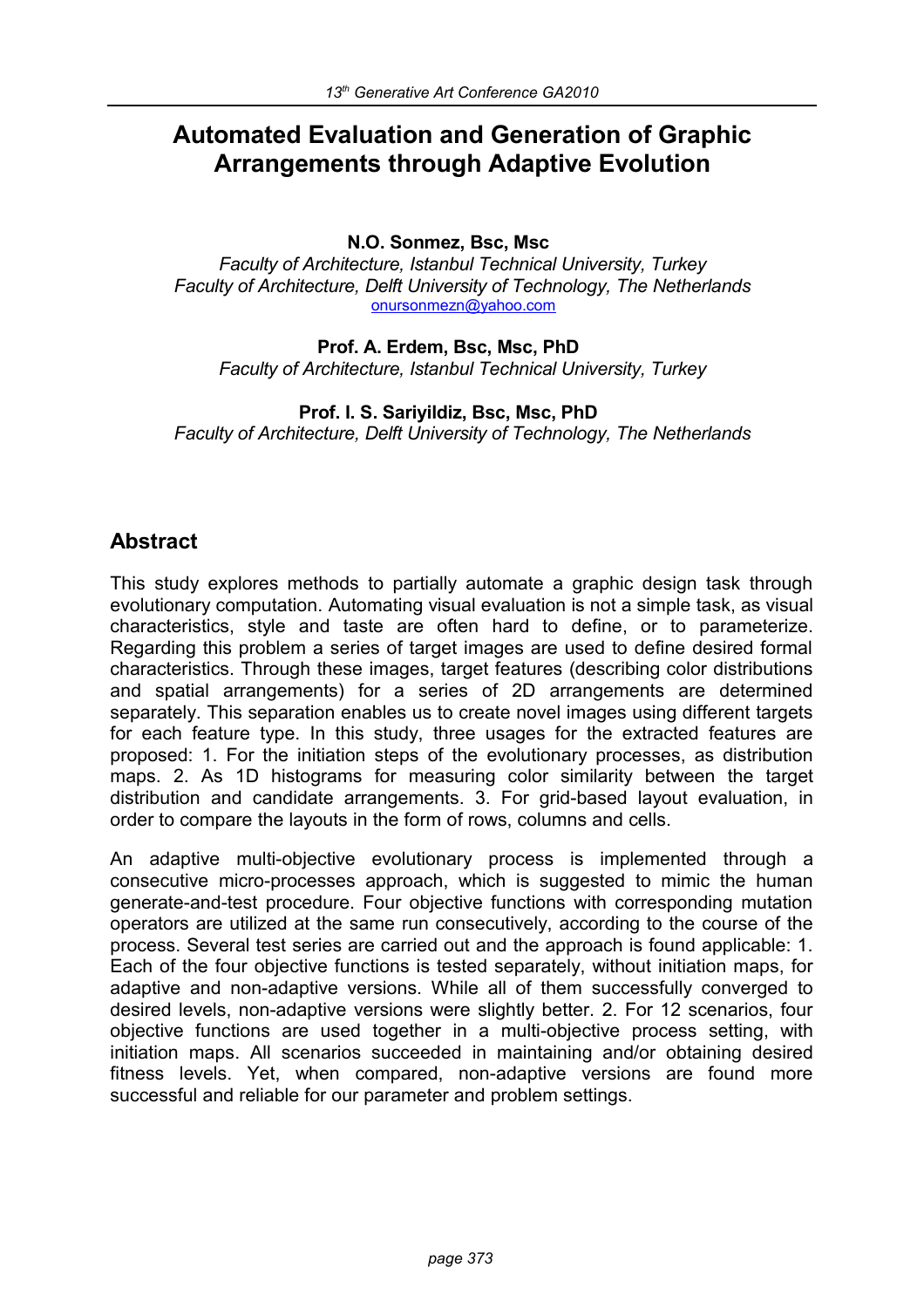# Automated Evaluation and Generation of Graphic Arrangements through Adaptive Evolution

**N.O. Sonmez, Bsc, Msc**
*Faculty of Architecture, Istanbul Technical University, Turkey*
*Faculty of Architecture, Delft University of Technology, The Netherlands*
onursonmezn@yahoo.com

**Prof. A. Erdem, Bsc, Msc, PhD**
*Faculty of Architecture, Istanbul Technical University, Turkey*

**Prof. I. S. Sariyildiz, Bsc, Msc, PhD**
*Faculty of Architecture, Delft University of Technology, The Netherlands*

## Abstract

This study explores methods to partially automate a graphic design task through evolutionary computation. Automating visual evaluation is not a simple task, as visual characteristics, style and taste are often hard to define, or to parameterize. Regarding this problem a series of target images are used to define desired formal characteristics. Through these images, target features (describing color distributions and spatial arrangements) for a series of 2D arrangements are determined separately. This separation enables us to create novel images using different targets for each feature type. In this study, three usages for the extracted features are proposed: 1. For the initiation steps of the evolutionary processes, as distribution maps. 2. As 1D histograms for measuring color similarity between the target distribution and candidate arrangements. 3. For grid-based layout evaluation, in order to compare the layouts in the form of rows, columns and cells.

An adaptive multi-objective evolutionary process is implemented through a consecutive micro-processes approach, which is suggested to mimic the human generate-and-test procedure. Four objective functions with corresponding mutation operators are utilized at the same run consecutively, according to the course of the process. Several test series are carried out and the approach is found applicable: 1. Each of the four objective functions is tested separately, without initiation maps, for adaptive and non-adaptive versions. While all of them successfully converged to desired levels, non-adaptive versions were slightly better. 2. For 12 scenarios, four objective functions are used together in a multi-objective process setting, with initiation maps. All scenarios succeeded in maintaining and/or obtaining desired fitness levels. Yet, when compared, non-adaptive versions are found more successful and reliable for our parameter and problem settings.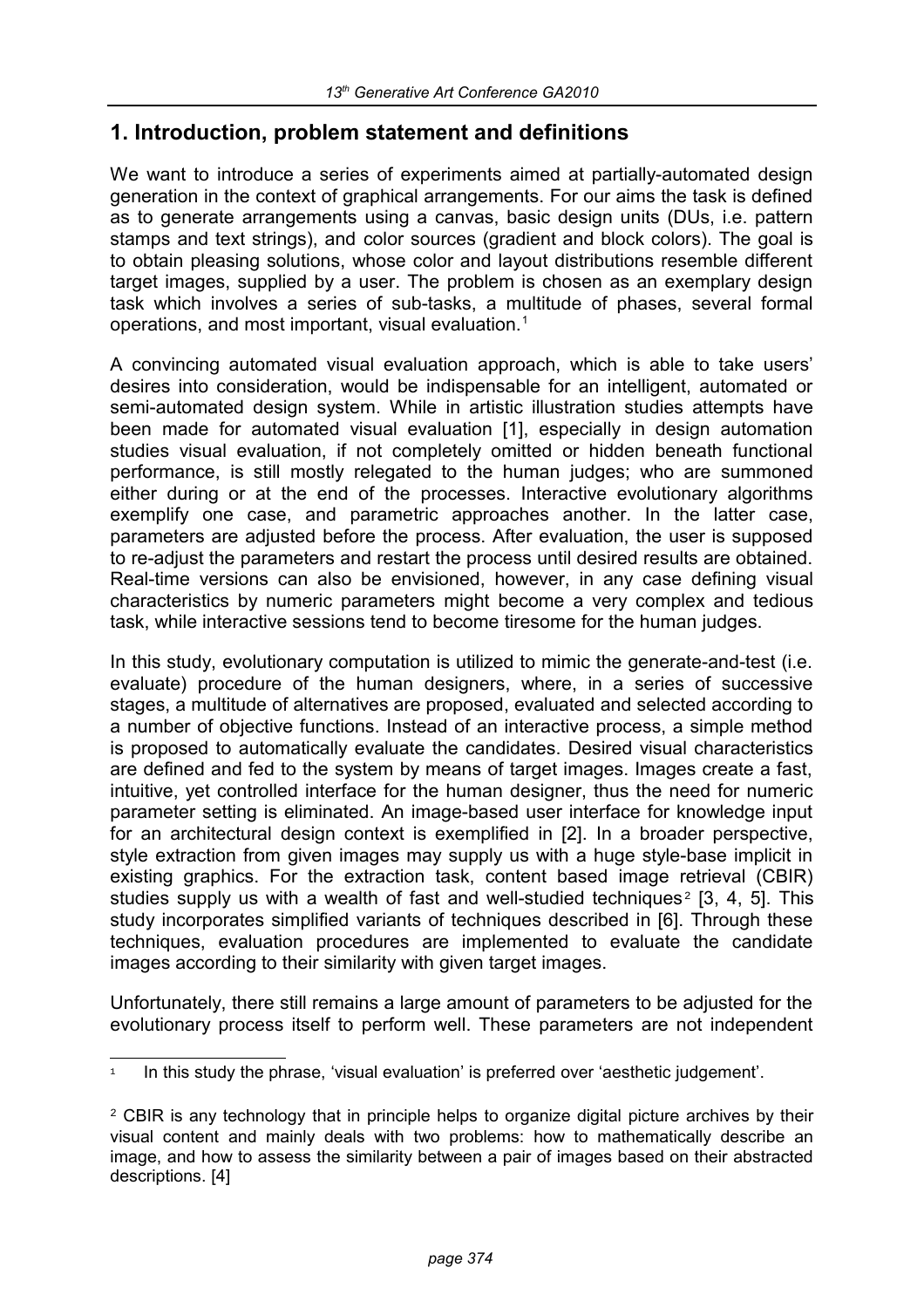## 1. Introduction, problem statement and definitions

We want to introduce a series of experiments aimed at partially-automated design generation in the context of graphical arrangements. For our aims the task is defined as to generate arrangements using a canvas, basic design units (DUs, i.e. pattern stamps and text strings), and color sources (gradient and block colors). The goal is to obtain pleasing solutions, whose color and layout distributions resemble different target images, supplied by a user. The problem is chosen as an exemplary design task which involves a series of sub-tasks, a multitude of phases, several formal operations, and most important, visual evaluation.[1]

A convincing automated visual evaluation approach, which is able to take users' desires into consideration, would be indispensable for an intelligent, automated or semi-automated design system. While in artistic illustration studies attempts have been made for automated visual evaluation [1], especially in design automation studies visual evaluation, if not completely omitted or hidden beneath functional performance, is still mostly relegated to the human judges; who are summoned either during or at the end of the processes. Interactive evolutionary algorithms exemplify one case, and parametric approaches another. In the latter case, parameters are adjusted before the process. After evaluation, the user is supposed to re-adjust the parameters and restart the process until desired results are obtained. Real-time versions can also be envisioned, however, in any case defining visual characteristics by numeric parameters might become a very complex and tedious task, while interactive sessions tend to become tiresome for the human judges.

In this study, evolutionary computation is utilized to mimic the generate-and-test (i.e. evaluate) procedure of the human designers, where, in a series of successive stages, a multitude of alternatives are proposed, evaluated and selected according to a number of objective functions. Instead of an interactive process, a simple method is proposed to automatically evaluate the candidates. Desired visual characteristics are defined and fed to the system by means of target images. Images create a fast, intuitive, yet controlled interface for the human designer, thus the need for numeric parameter setting is eliminated. An image-based user interface for knowledge input for an architectural design context is exemplified in [2]. In a broader perspective, style extraction from given images may supply us with a huge style-base implicit in existing graphics. For the extraction task, content based image retrieval (CBIR) studies supply us with a wealth of fast and well-studied techniques[2] [3, 4, 5]. This study incorporates simplified variants of techniques described in [6]. Through these techniques, evaluation procedures are implemented to evaluate the candidate images according to their similarity with given target images.

Unfortunately, there still remains a large amount of parameters to be adjusted for the evolutionary process itself to perform well. These parameters are not independent

---

[1] In this study the phrase, 'visual evaluation' is preferred over 'aesthetic judgement'.

[2] CBIR is any technology that in principle helps to organize digital picture archives by their visual content and mainly deals with two problems: how to mathematically describe an image, and how to assess the similarity between a pair of images based on their abstracted descriptions. [4]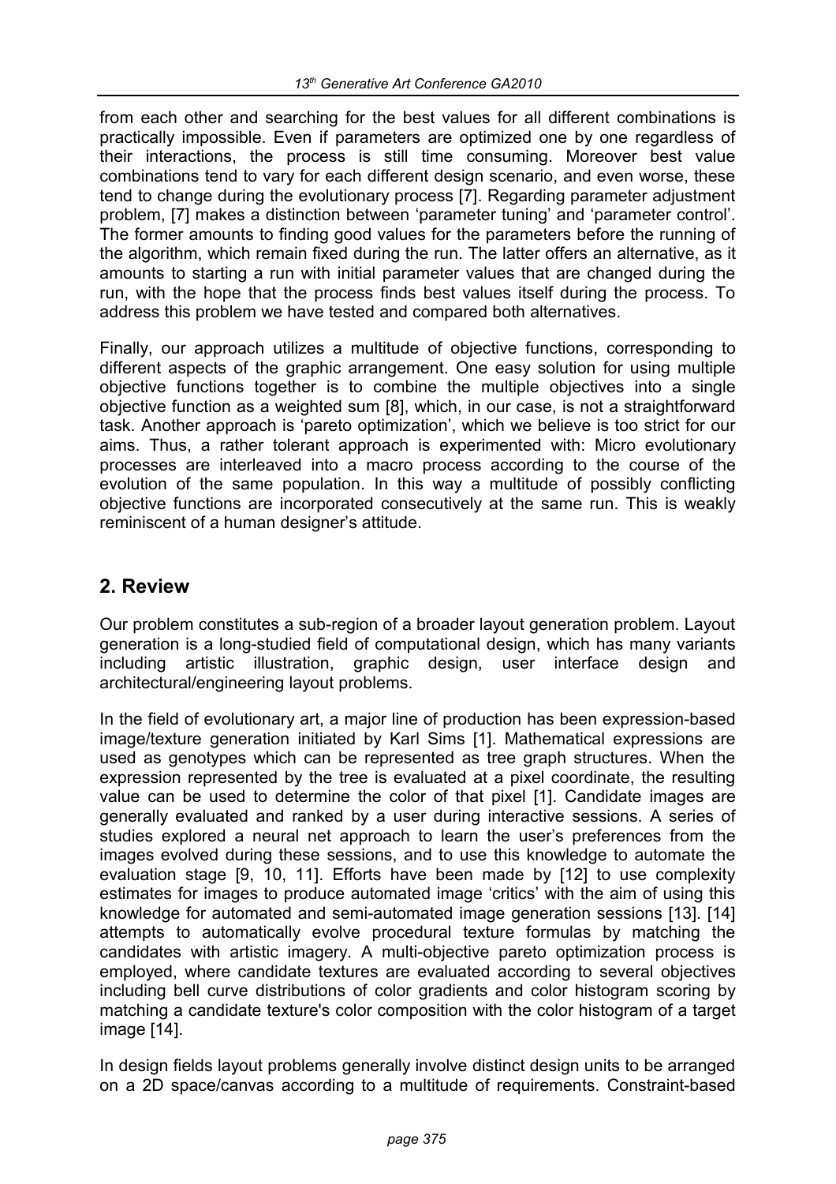from each other and searching for the best values for all different combinations is practically impossible. Even if parameters are optimized one by one regardless of their interactions, the process is still time consuming. Moreover best value combinations tend to vary for each different design scenario, and even worse, these tend to change during the evolutionary process [7]. Regarding parameter adjustment problem, [7] makes a distinction between 'parameter tuning' and 'parameter control'. The former amounts to finding good values for the parameters before the running of the algorithm, which remain fixed during the run. The latter offers an alternative, as it amounts to starting a run with initial parameter values that are changed during the run, with the hope that the process finds best values itself during the process. To address this problem we have tested and compared both alternatives.

Finally, our approach utilizes a multitude of objective functions, corresponding to different aspects of the graphic arrangement. One easy solution for using multiple objective functions together is to combine the multiple objectives into a single objective function as a weighted sum [8], which, in our case, is not a straightforward task. Another approach is 'pareto optimization', which we believe is too strict for our aims. Thus, a rather tolerant approach is experimented with: Micro evolutionary processes are interleaved into a macro process according to the course of the evolution of the same population. In this way a multitude of possibly conflicting objective functions are incorporated consecutively at the same run. This is weakly reminiscent of a human designer's attitude.

## 2. Review

Our problem constitutes a sub-region of a broader layout generation problem. Layout generation is a long-studied field of computational design, which has many variants including artistic illustration, graphic design, user interface design and architectural/engineering layout problems.

In the field of evolutionary art, a major line of production has been expression-based image/texture generation initiated by Karl Sims [1]. Mathematical expressions are used as genotypes which can be represented as tree graph structures. When the expression represented by the tree is evaluated at a pixel coordinate, the resulting value can be used to determine the color of that pixel [1]. Candidate images are generally evaluated and ranked by a user during interactive sessions. A series of studies explored a neural net approach to learn the user's preferences from the images evolved during these sessions, and to use this knowledge to automate the evaluation stage [9, 10, 11]. Efforts have been made by [12] to use complexity estimates for images to produce automated image 'critics' with the aim of using this knowledge for automated and semi-automated image generation sessions [13]. [14] attempts to automatically evolve procedural texture formulas by matching the candidates with artistic imagery. A multi-objective pareto optimization process is employed, where candidate textures are evaluated according to several objectives including bell curve distributions of color gradients and color histogram scoring by matching a candidate texture's color composition with the color histogram of a target image [14].

In design fields layout problems generally involve distinct design units to be arranged on a 2D space/canvas according to a multitude of requirements. Constraint-based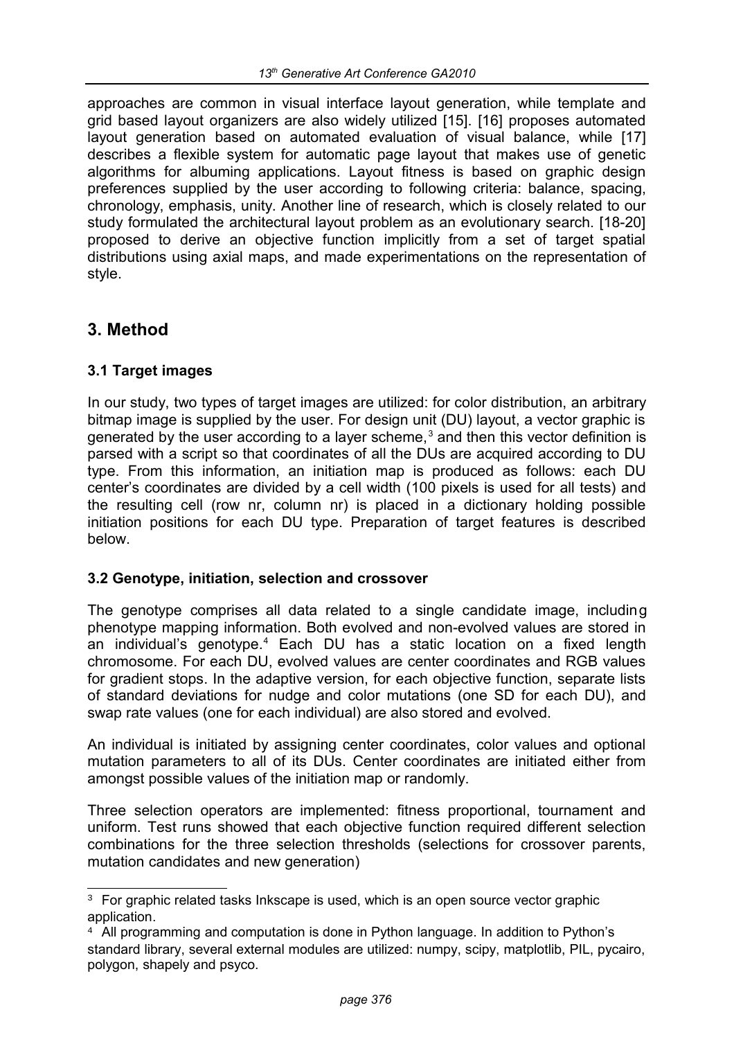approaches are common in visual interface layout generation, while template and grid based layout organizers are also widely utilized [15]. [16] proposes automated layout generation based on automated evaluation of visual balance, while [17] describes a flexible system for automatic page layout that makes use of genetic algorithms for albuming applications. Layout fitness is based on graphic design preferences supplied by the user according to following criteria: balance, spacing, chronology, emphasis, unity. Another line of research, which is closely related to our study formulated the architectural layout problem as an evolutionary search. [18-20] proposed to derive an objective function implicitly from a set of target spatial distributions using axial maps, and made experimentations on the representation of style.

## 3. Method

### 3.1 Target images

In our study, two types of target images are utilized: for color distribution, an arbitrary bitmap image is supplied by the user. For design unit (DU) layout, a vector graphic is generated by the user according to a layer scheme,[3] and then this vector definition is parsed with a script so that coordinates of all the DUs are acquired according to DU type. From this information, an initiation map is produced as follows: each DU center's coordinates are divided by a cell width (100 pixels is used for all tests) and the resulting cell (row nr, column nr) is placed in a dictionary holding possible initiation positions for each DU type. Preparation of target features is described below.

### 3.2 Genotype, initiation, selection and crossover

The genotype comprises all data related to a single candidate image, including phenotype mapping information. Both evolved and non-evolved values are stored in an individual's genotype.[4] Each DU has a static location on a fixed length chromosome. For each DU, evolved values are center coordinates and RGB values for gradient stops. In the adaptive version, for each objective function, separate lists of standard deviations for nudge and color mutations (one SD for each DU), and swap rate values (one for each individual) are also stored and evolved.

An individual is initiated by assigning center coordinates, color values and optional mutation parameters to all of its DUs. Center coordinates are initiated either from amongst possible values of the initiation map or randomly.

Three selection operators are implemented: fitness proportional, tournament and uniform. Test runs showed that each objective function required different selection combinations for the three selection thresholds (selections for crossover parents, mutation candidates and new generation)

---

[3] For graphic related tasks Inkscape is used, which is an open source vector graphic application.

[4] All programming and computation is done in Python language. In addition to Python's standard library, several external modules are utilized: numpy, scipy, matplotlib, PIL, pycairo, polygon, shapely and psyco.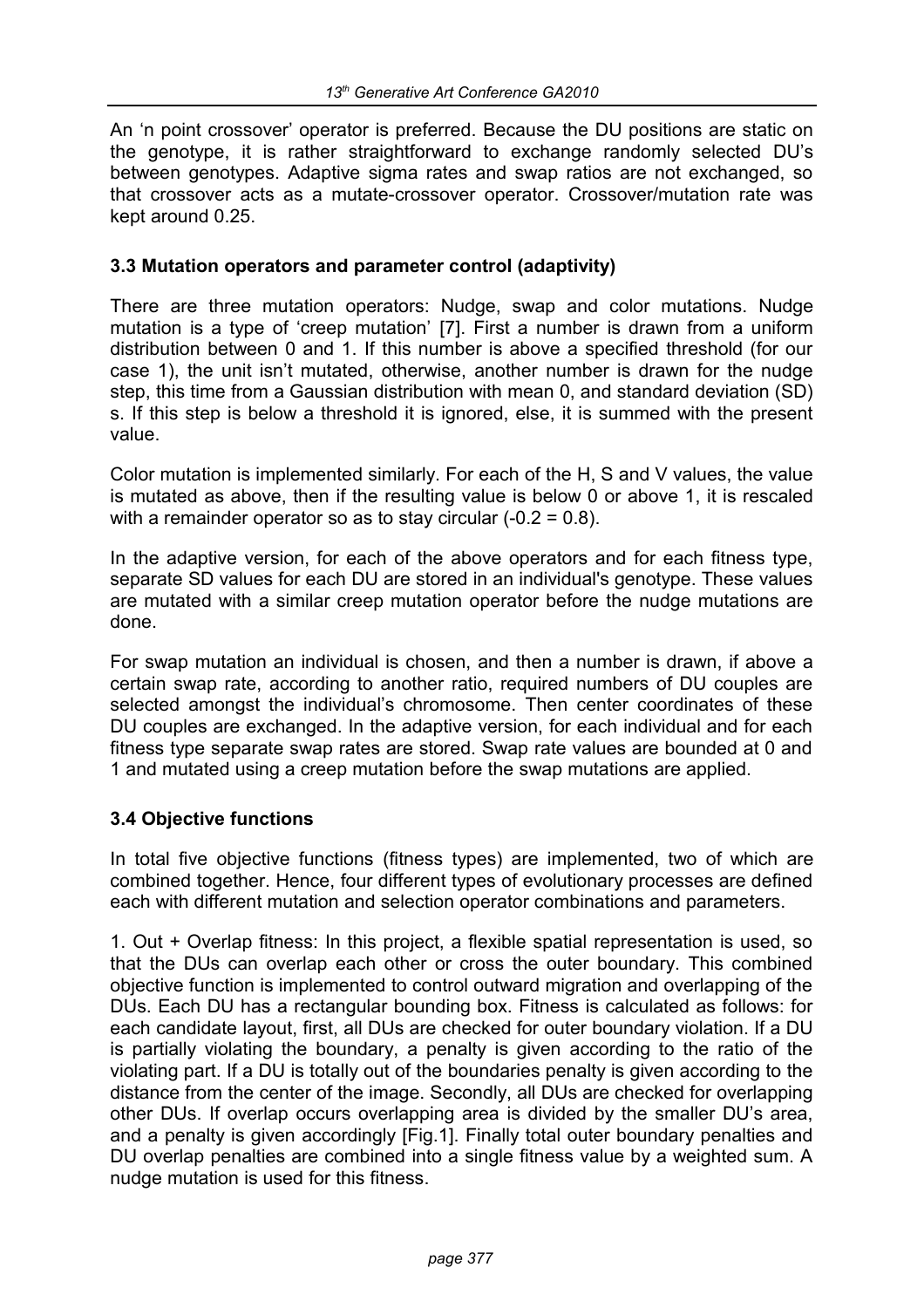An 'n point crossover' operator is preferred. Because the DU positions are static on the genotype, it is rather straightforward to exchange randomly selected DU's between genotypes. Adaptive sigma rates and swap ratios are not exchanged, so that crossover acts as a mutate-crossover operator. Crossover/mutation rate was kept around 0.25.

### 3.3 Mutation operators and parameter control (adaptivity)

There are three mutation operators: Nudge, swap and color mutations. Nudge mutation is a type of 'creep mutation' [7]. First a number is drawn from a uniform distribution between 0 and 1. If this number is above a specified threshold (for our case 1), the unit isn't mutated, otherwise, another number is drawn for the nudge step, this time from a Gaussian distribution with mean 0, and standard deviation (SD) s. If this step is below a threshold it is ignored, else, it is summed with the present value.

Color mutation is implemented similarly. For each of the H, S and V values, the value is mutated as above, then if the resulting value is below 0 or above 1, it is rescaled with a remainder operator so as to stay circular (-0.2 = 0.8).

In the adaptive version, for each of the above operators and for each fitness type, separate SD values for each DU are stored in an individual's genotype. These values are mutated with a similar creep mutation operator before the nudge mutations are done.

For swap mutation an individual is chosen, and then a number is drawn, if above a certain swap rate, according to another ratio, required numbers of DU couples are selected amongst the individual's chromosome. Then center coordinates of these DU couples are exchanged. In the adaptive version, for each individual and for each fitness type separate swap rates are stored. Swap rate values are bounded at 0 and 1 and mutated using a creep mutation before the swap mutations are applied.

### 3.4 Objective functions

In total five objective functions (fitness types) are implemented, two of which are combined together. Hence, four different types of evolutionary processes are defined each with different mutation and selection operator combinations and parameters.

1. Out + Overlap fitness: In this project, a flexible spatial representation is used, so that the DUs can overlap each other or cross the outer boundary. This combined objective function is implemented to control outward migration and overlapping of the DUs. Each DU has a rectangular bounding box. Fitness is calculated as follows: for each candidate layout, first, all DUs are checked for outer boundary violation. If a DU is partially violating the boundary, a penalty is given according to the ratio of the violating part. If a DU is totally out of the boundaries penalty is given according to the distance from the center of the image. Secondly, all DUs are checked for overlapping other DUs. If overlap occurs overlapping area is divided by the smaller DU's area, and a penalty is given accordingly [Fig.1]. Finally total outer boundary penalties and DU overlap penalties are combined into a single fitness value by a weighted sum. A nudge mutation is used for this fitness.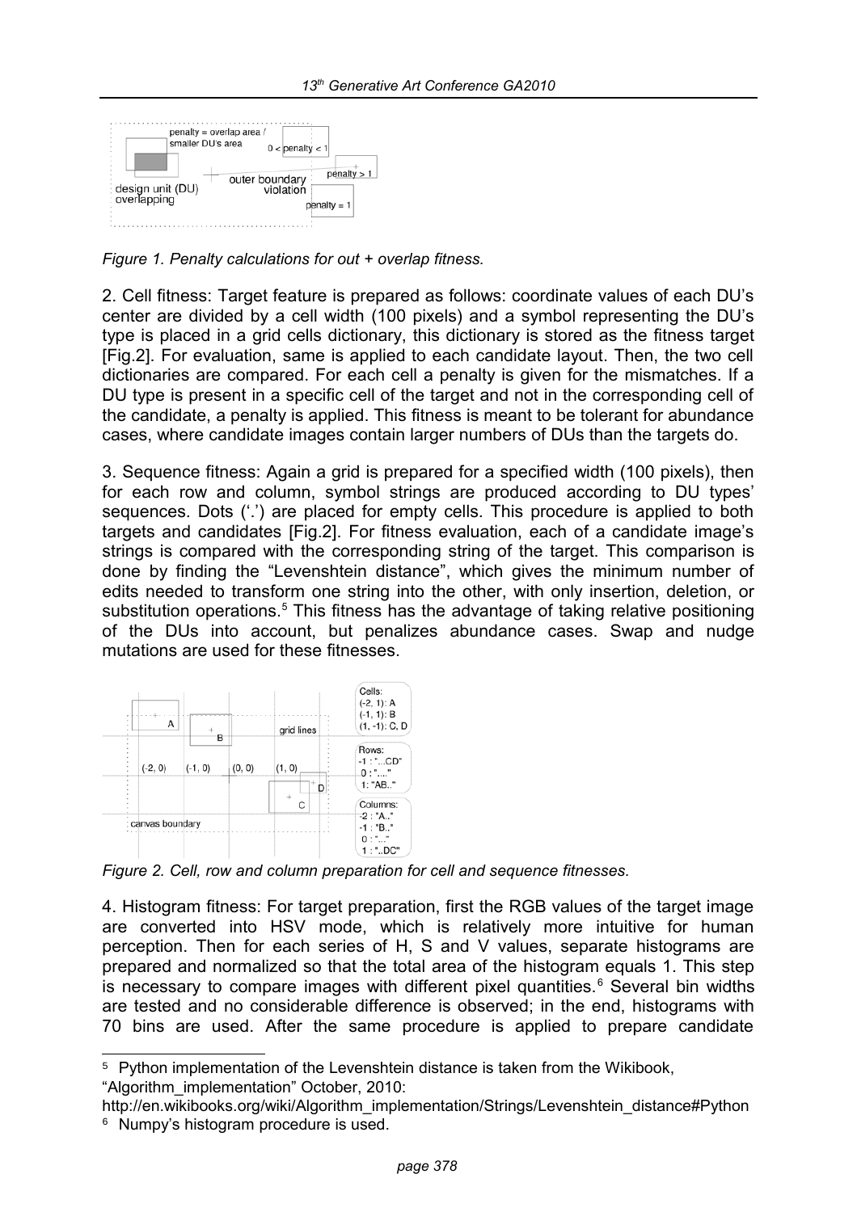*Figure 1. Penalty calculations for out + overlap fitness.*

2. Cell fitness: Target feature is prepared as follows: coordinate values of each DU's center are divided by a cell width (100 pixels) and a symbol representing the DU's type is placed in a grid cells dictionary, this dictionary is stored as the fitness target [Fig.2]. For evaluation, same is applied to each candidate layout. Then, the two cell dictionaries are compared. For each cell a penalty is given for the mismatches. If a DU type is present in a specific cell of the target and not in the corresponding cell of the candidate, a penalty is applied. This fitness is meant to be tolerant for abundance cases, where candidate images contain larger numbers of DUs than the targets do.

3. Sequence fitness: Again a grid is prepared for a specified width (100 pixels), then for each row and column, symbol strings are produced according to DU types' sequences. Dots ('.') are placed for empty cells. This procedure is applied to both targets and candidates [Fig.2]. For fitness evaluation, each of a candidate image's strings is compared with the corresponding string of the target. This comparison is done by finding the "Levenshtein distance", which gives the minimum number of edits needed to transform one string into the other, with only insertion, deletion, or substitution operations.[5] This fitness has the advantage of taking relative positioning of the DUs into account, but penalizes abundance cases. Swap and nudge mutations are used for these fitnesses.

*Figure 2. Cell, row and column preparation for cell and sequence fitnesses.*

4. Histogram fitness: For target preparation, first the RGB values of the target image are converted into HSV mode, which is relatively more intuitive for human perception. Then for each series of H, S and V values, separate histograms are prepared and normalized so that the total area of the histogram equals 1. This step is necessary to compare images with different pixel quantities.[6] Several bin widths are tested and no considerable difference is observed; in the end, histograms with 70 bins are used. After the same procedure is applied to prepare candidate

---

[5] Python implementation of the Levenshtein distance is taken from the Wikibook, "Algorithm_implementation" October, 2010: http://en.wikibooks.org/wiki/Algorithm_implementation/Strings/Levenshtein_distance#Python

[6] Numpy's histogram procedure is used.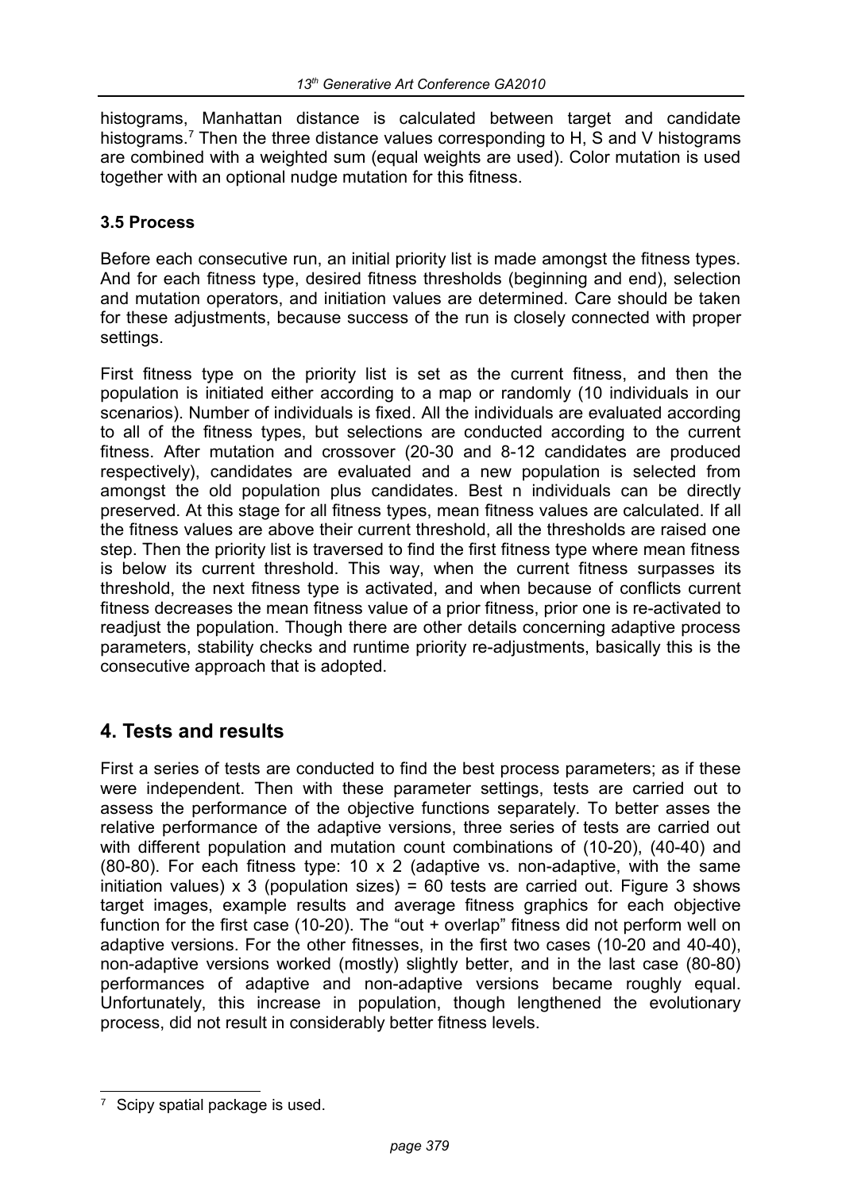histograms, Manhattan distance is calculated between target and candidate histograms.[7] Then the three distance values corresponding to H, S and V histograms are combined with a weighted sum (equal weights are used). Color mutation is used together with an optional nudge mutation for this fitness.

### 3.5 Process

Before each consecutive run, an initial priority list is made amongst the fitness types. And for each fitness type, desired fitness thresholds (beginning and end), selection and mutation operators, and initiation values are determined. Care should be taken for these adjustments, because success of the run is closely connected with proper settings.

First fitness type on the priority list is set as the current fitness, and then the population is initiated either according to a map or randomly (10 individuals in our scenarios). Number of individuals is fixed. All the individuals are evaluated according to all of the fitness types, but selections are conducted according to the current fitness. After mutation and crossover (20-30 and 8-12 candidates are produced respectively), candidates are evaluated and a new population is selected from amongst the old population plus candidates. Best n individuals can be directly preserved. At this stage for all fitness types, mean fitness values are calculated. If all the fitness values are above their current threshold, all the thresholds are raised one step. Then the priority list is traversed to find the first fitness type where mean fitness is below its current threshold. This way, when the current fitness surpasses its threshold, the next fitness type is activated, and when because of conflicts current fitness decreases the mean fitness value of a prior fitness, prior one is re-activated to readjust the population. Though there are other details concerning adaptive process parameters, stability checks and runtime priority re-adjustments, basically this is the consecutive approach that is adopted.

## 4. Tests and results

First a series of tests are conducted to find the best process parameters; as if these were independent. Then with these parameter settings, tests are carried out to assess the performance of the objective functions separately. To better asses the relative performance of the adaptive versions, three series of tests are carried out with different population and mutation count combinations of (10-20), (40-40) and (80-80). For each fitness type: 10 x 2 (adaptive vs. non-adaptive, with the same initiation values) x 3 (population sizes) = 60 tests are carried out. Figure 3 shows target images, example results and average fitness graphics for each objective function for the first case (10-20). The "out + overlap" fitness did not perform well on adaptive versions. For the other fitnesses, in the first two cases (10-20 and 40-40), non-adaptive versions worked (mostly) slightly better, and in the last case (80-80) performances of adaptive and non-adaptive versions became roughly equal. Unfortunately, this increase in population, though lengthened the evolutionary process, did not result in considerably better fitness levels.

---

[7] Scipy spatial package is used.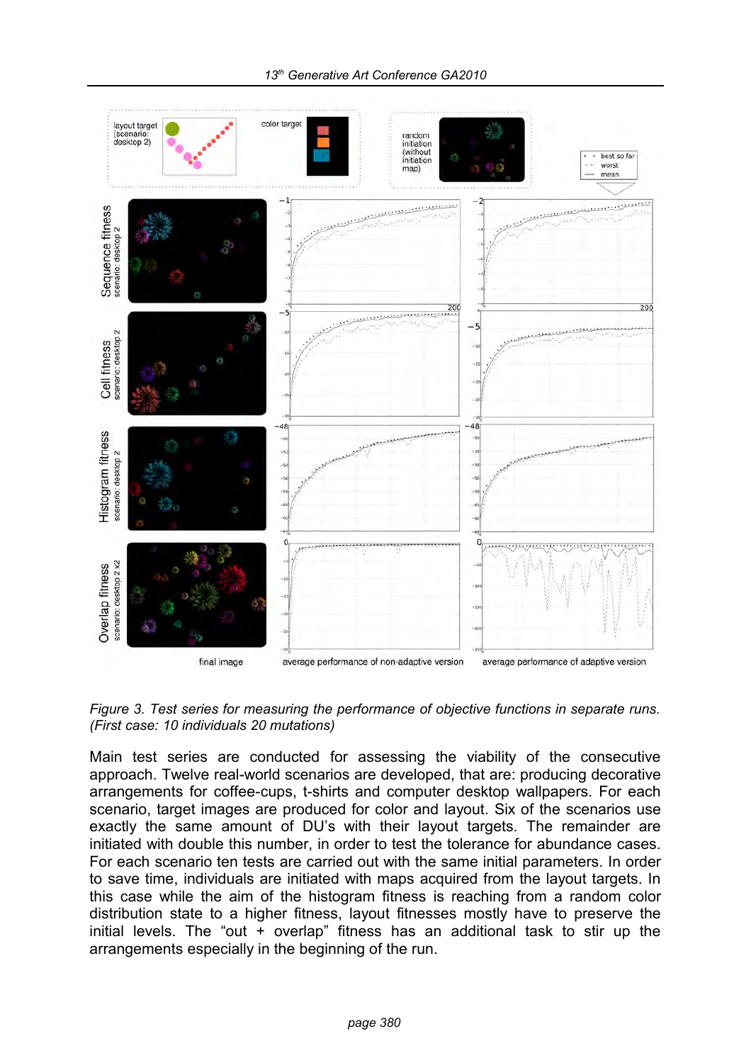*Figure 3. Test series for measuring the performance of objective functions in separate runs. (First case: 10 individuals 20 mutations)*

Main test series are conducted for assessing the viability of the consecutive approach. Twelve real-world scenarios are developed, that are: producing decorative arrangements for coffee-cups, t-shirts and computer desktop wallpapers. For each scenario, target images are produced for color and layout. Six of the scenarios use exactly the same amount of DU's with their layout targets. The remainder are initiated with double this number, in order to test the tolerance for abundance cases. For each scenario ten tests are carried out with the same initial parameters. In order to save time, individuals are initiated with maps acquired from the layout targets. In this case while the aim of the histogram fitness is reaching from a random color distribution state to a higher fitness, layout fitnesses mostly have to preserve the initial levels. The "out + overlap" fitness has an additional task to stir up the arrangements especially in the beginning of the run.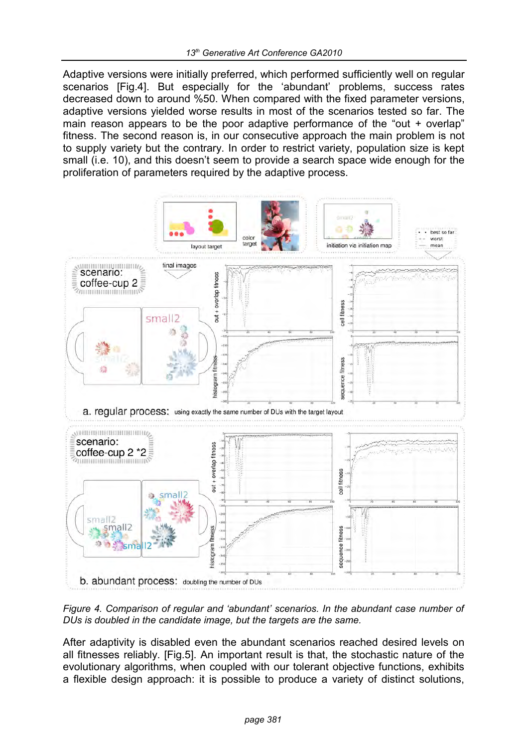Adaptive versions were initially preferred, which performed sufficiently well on regular scenarios [Fig.4]. But especially for the 'abundant' problems, success rates decreased down to around %50. When compared with the fixed parameter versions, adaptive versions yielded worse results in most of the scenarios tested so far. The main reason appears to be the poor adaptive performance of the "out + overlap" fitness. The second reason is, in our consecutive approach the main problem is not to supply variety but the contrary. In order to restrict variety, population size is kept small (i.e. 10), and this doesn't seem to provide a search space wide enough for the proliferation of parameters required by the adaptive process.

*Figure 4. Comparison of regular and 'abundant' scenarios. In the abundant case number of DUs is doubled in the candidate image, but the targets are the same.*

After adaptivity is disabled even the abundant scenarios reached desired levels on all fitnesses reliably. [Fig.5]. An important result is that, the stochastic nature of the evolutionary algorithms, when coupled with our tolerant objective functions, exhibits a flexible design approach: it is possible to produce a variety of distinct solutions,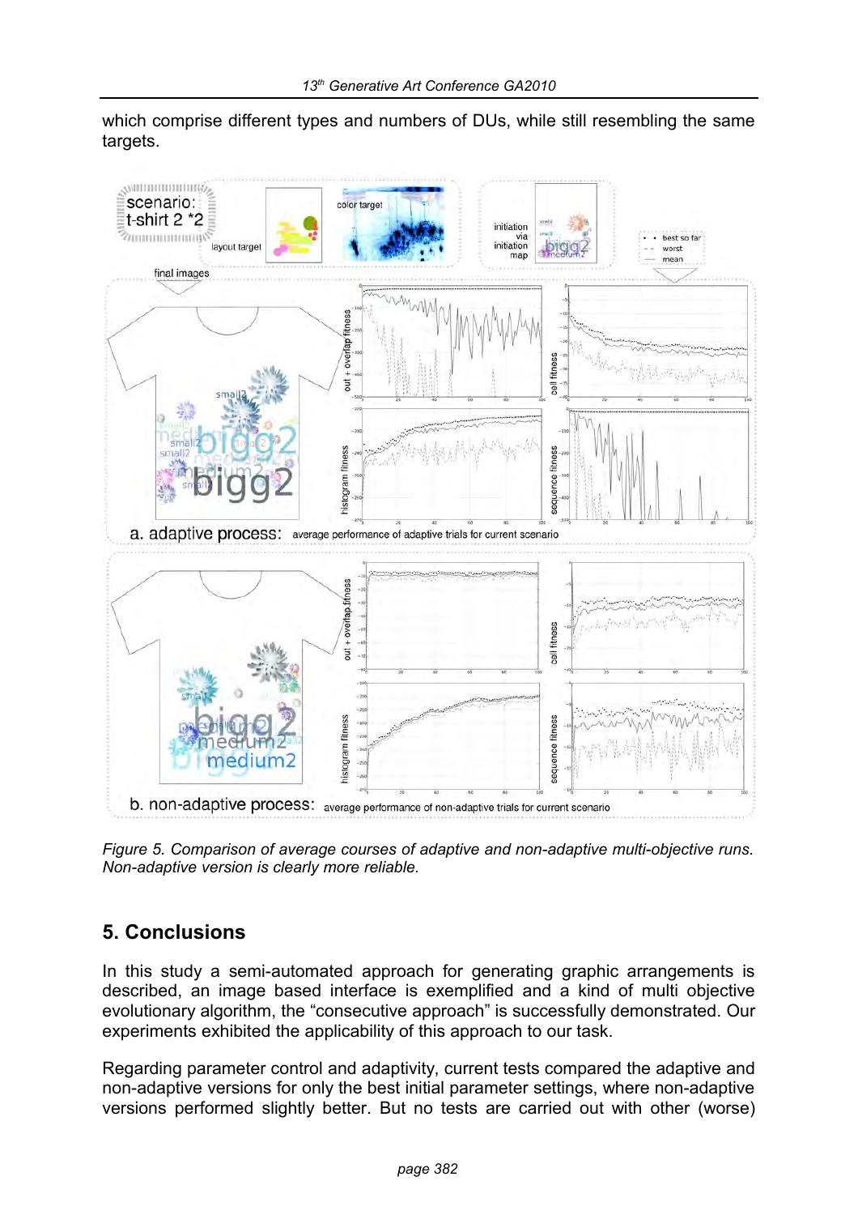which comprise different types and numbers of DUs, while still resembling the same targets.

*Figure 5. Comparison of average courses of adaptive and non-adaptive multi-objective runs. Non-adaptive version is clearly more reliable.*

## 5. Conclusions

In this study a semi-automated approach for generating graphic arrangements is described, an image based interface is exemplified and a kind of multi objective evolutionary algorithm, the “consecutive approach” is successfully demonstrated. Our experiments exhibited the applicability of this approach to our task.

Regarding parameter control and adaptivity, current tests compared the adaptive and non-adaptive versions for only the best initial parameter settings, where non-adaptive versions performed slightly better. But no tests are carried out with other (worse)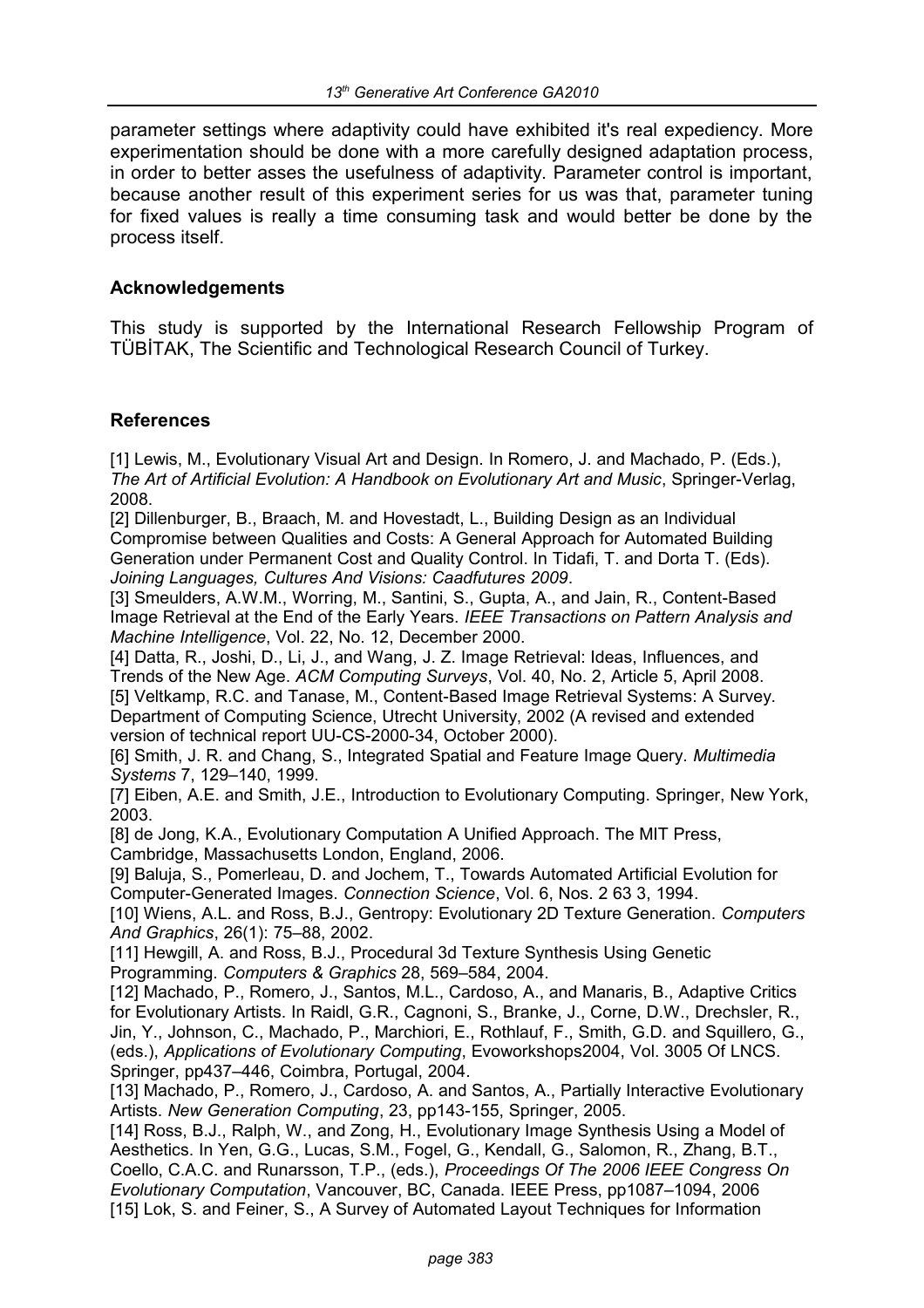parameter settings where adaptivity could have exhibited it's real expediency. More experimentation should be done with a more carefully designed adaptation process, in order to better asses the usefulness of adaptivity. Parameter control is important, because another result of this experiment series for us was that, parameter tuning for fixed values is really a time consuming task and would better be done by the process itself.

## Acknowledgements

This study is supported by the International Research Fellowship Program of TÜBİTAK, The Scientific and Technological Research Council of Turkey.

## References

[1] Lewis, M., Evolutionary Visual Art and Design. In Romero, J. and Machado, P. (Eds.), *The Art of Artificial Evolution: A Handbook on Evolutionary Art and Music*, Springer-Verlag, 2008.

[2] Dillenburger, B., Braach, M. and Hovestadt, L., Building Design as an Individual Compromise between Qualities and Costs: A General Approach for Automated Building Generation under Permanent Cost and Quality Control. In Tidafi, T. and Dorta T. (Eds). *Joining Languages, Cultures And Visions: Caadfutures 2009*.

[3] Smeulders, A.W.M., Worring, M., Santini, S., Gupta, A., and Jain, R., Content-Based Image Retrieval at the End of the Early Years. *IEEE Transactions on Pattern Analysis and Machine Intelligence*, Vol. 22, No. 12, December 2000.

[4] Datta, R., Joshi, D., Li, J., and Wang, J. Z. Image Retrieval: Ideas, Influences, and Trends of the New Age. *ACM Computing Surveys*, Vol. 40, No. 2, Article 5, April 2008.

[5] Veltkamp, R.C. and Tanase, M., Content-Based Image Retrieval Systems: A Survey. Department of Computing Science, Utrecht University, 2002 (A revised and extended version of technical report UU-CS-2000-34, October 2000).

[6] Smith, J. R. and Chang, S., Integrated Spatial and Feature Image Query. *Multimedia Systems* 7, 129–140, 1999.

[7] Eiben, A.E. and Smith, J.E., Introduction to Evolutionary Computing. Springer, New York, 2003.

[8] de Jong, K.A., Evolutionary Computation A Unified Approach. The MIT Press, Cambridge, Massachusetts London, England, 2006.

[9] Baluja, S., Pomerleau, D. and Jochem, T., Towards Automated Artificial Evolution for Computer-Generated Images. *Connection Science*, Vol. 6, Nos. 2 63 3, 1994.

[10] Wiens, A.L. and Ross, B.J., Gentropy: Evolutionary 2D Texture Generation. *Computers And Graphics*, 26(1): 75–88, 2002.

[11] Hewgill, A. and Ross, B.J., Procedural 3d Texture Synthesis Using Genetic Programming. *Computers & Graphics* 28, 569–584, 2004.

[12] Machado, P., Romero, J., Santos, M.L., Cardoso, A., and Manaris, B., Adaptive Critics for Evolutionary Artists. In Raidl, G.R., Cagnoni, S., Branke, J., Corne, D.W., Drechsler, R., Jin, Y., Johnson, C., Machado, P., Marchiori, E., Rothlauf, F., Smith, G.D. and Squillero, G., (eds.), *Applications of Evolutionary Computing*, Evoworkshops2004, Vol. 3005 Of LNCS. Springer, pp437–446, Coimbra, Portugal, 2004.

[13] Machado, P., Romero, J., Cardoso, A. and Santos, A., Partially Interactive Evolutionary Artists. *New Generation Computing*, 23, pp143-155, Springer, 2005.

[14] Ross, B.J., Ralph, W., and Zong, H., Evolutionary Image Synthesis Using a Model of Aesthetics. In Yen, G.G., Lucas, S.M., Fogel, G., Kendall, G., Salomon, R., Zhang, B.T., Coello, C.A.C. and Runarsson, T.P., (eds.), *Proceedings Of The 2006 IEEE Congress On Evolutionary Computation*, Vancouver, BC, Canada. IEEE Press, pp1087–1094, 2006

[15] Lok, S. and Feiner, S., A Survey of Automated Layout Techniques for Information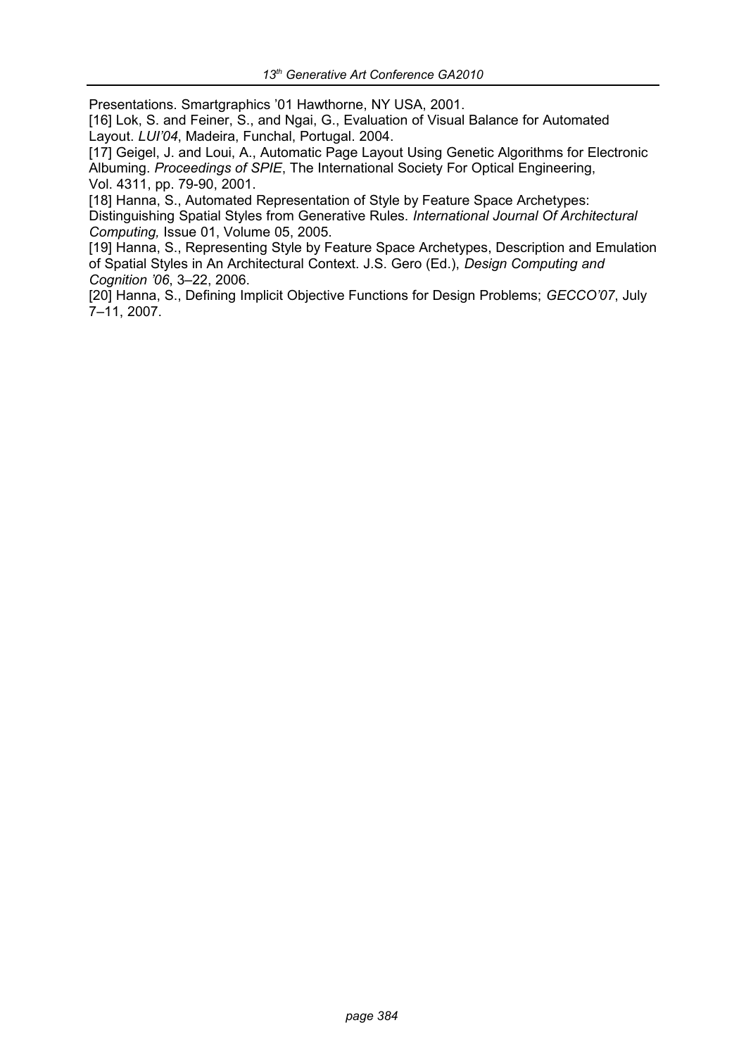Presentations. Smartgraphics ’01 Hawthorne, NY USA, 2001.
[16] Lok, S. and Feiner, S., and Ngai, G., Evaluation of Visual Balance for Automated Layout. *LUI’04*, Madeira, Funchal, Portugal. 2004.
[17] Geigel, J. and Loui, A., Automatic Page Layout Using Genetic Algorithms for Electronic Albuming. *Proceedings of SPIE*, The International Society For Optical Engineering, Vol. 4311, pp. 79-90, 2001.
[18] Hanna, S., Automated Representation of Style by Feature Space Archetypes: Distinguishing Spatial Styles from Generative Rules. *International Journal Of Architectural Computing,* Issue 01, Volume 05, 2005.
[19] Hanna, S., Representing Style by Feature Space Archetypes, Description and Emulation of Spatial Styles in An Architectural Context. J.S. Gero (Ed.), *Design Computing and Cognition ’06*, 3–22, 2006.
[20] Hanna, S., Defining Implicit Objective Functions for Design Problems; *GECCO’07*, July 7–11, 2007.